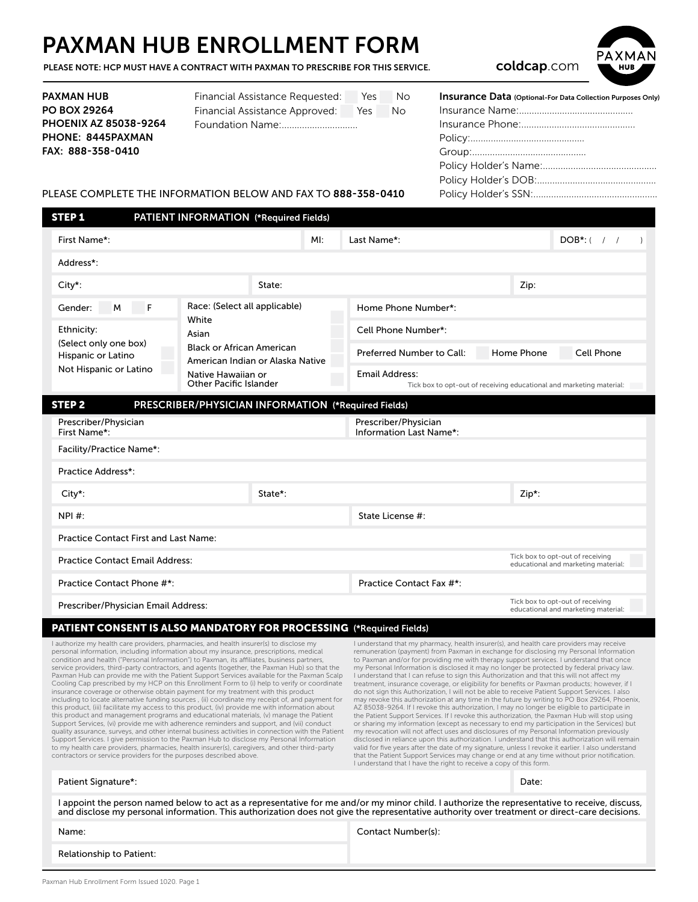# PAXMAN HUB ENROLLMENT FORM

**PLEASE NOTE: HCP MUST HAVE A CONTRACT WITH PAXMAN TO PRESCRIBE FOR THIS SERVICE.**

**coldcap.com**

**PAXMAN HUB**
**PO BOX 29264**
**PHOENIX AZ 85038-9264**
**PHONE: 8445PAXMAN**
**FAX: 888-358-0410**

Financial Assistance Requested: Yes No
Financial Assistance Approved: Yes No
Foundation Name:.............................

**Insurance Data** (Optional-For Data Collection Purposes Only)
Insurance Name:............................................
Insurance Phone:............................................
Policy:............................................
Group:............................................
Policy Holder's Name:............................................
Policy Holder's DOB:............................................
Policy Holder's SSN:............................................

PLEASE COMPLETE THE INFORMATION BELOW AND FAX TO **888-358-0410**

## STEP 1 PATIENT INFORMATION (*Required Fields)

First Name*: MI: Last Name*: DOB*: ( / / )

Address*:

City*: State: Zip:

Gender: M F

Ethnicity:
(Select only one box)
Hispanic or Latino
Not Hispanic or Latino

Race: (Select all applicable)
White
Asian
Black or African American
American Indian or Alaska Native
Native Hawaiian or Other Pacific Islander

Home Phone Number*:

Cell Phone Number*:

Preferred Number to Call: Home Phone Cell Phone

Email Address:
Tick box to opt-out of receiving educational and marketing material:

## STEP 2 PRESCRIBER/PHYSICIAN INFORMATION (*Required Fields)

Prescriber/Physician First Name*: Prescriber/Physician Information Last Name*:

Facility/Practice Name*:

Practice Address*:

City*: State*: Zip*:

NPI #: State License #:

Practice Contact First and Last Name:

Practice Contact Email Address: Tick box to opt-out of receiving educational and marketing material:

Practice Contact Phone #*: Practice Contact Fax #*:

Prescriber/Physician Email Address: Tick box to opt-out of receiving educational and marketing material:

## PATIENT CONSENT IS ALSO MANDATORY FOR PROCESSING (*Required Fields)

I authorize my health care providers, pharmacies, and health insurer(s) to disclose my personal information, including information about my insurance, prescriptions, medical condition and health ("Personal Information") to Paxman, its affiliates, business partners, service providers, third-party contractors, and agents (together, the Paxman Hub) so that the Paxman Hub can provide me with the Patient Support Services available for the Paxman Scalp Cooling Cap prescribed by my HCP on this Enrollment Form to (i) help to verify or coordinate insurance coverage or otherwise obtain payment for my treatment with this product including to locate alternative funding sources , (ii) coordinate my receipt of, and payment for this product, (iii) facilitate my access to this product, (iv) provide me with information about this product and management programs and educational materials, (v) manage the Patient Support Services, (vi) provide me with adherence reminders and support, and (vii) conduct quality assurance, surveys, and other internal business activities in connection with the Patient Support Services. I give permission to the Paxman Hub to disclose my Personal Information to my health care providers, pharmacies, health insurer(s), caregivers, and other third-party contractors or service providers for the purposes described above.

I understand that my pharmacy, health insurer(s), and health care providers may receive remuneration (payment) from Paxman in exchange for disclosing my Personal Information to Paxman and/or for providing me with therapy support services. I understand that once my Personal Information is disclosed it may no longer be protected by federal privacy law. I understand that I can refuse to sign this Authorization and that this will not affect my treatment, insurance coverage, or eligibility for benefits or Paxman products; however, if I do not sign this Authorization, I will not be able to receive Patient Support Services. I also may revoke this authorization at any time in the future by writing to PO Box 29264, Phoenix, AZ 85038-9264. If I revoke this authorization, I may no longer be eligible to participate in the Patient Support Services. If I revoke this authorization, the Paxman Hub will stop using or sharing my information (except as necessary to end my participation in the Services) but my revocation will not affect uses and disclosures of my Personal Information previously disclosed in reliance upon this authorization. I understand that this authorization will remain valid for five years after the date of my signature, unless I revoke it earlier. I also understand that the Patient Support Services may change or end at any time without prior notification. I understand that I have the right to receive a copy of this form.

Patient Signature*: Date:

I appoint the person named below to act as a representative for me and/or my minor child. I authorize the representative to receive, discuss, and disclose my personal information. This authorization does not give the representative authority over treatment or direct-care decisions.

Name: Contact Number(s):

Relationship to Patient:

Paxman Hub Enrollment Form Issued 1020.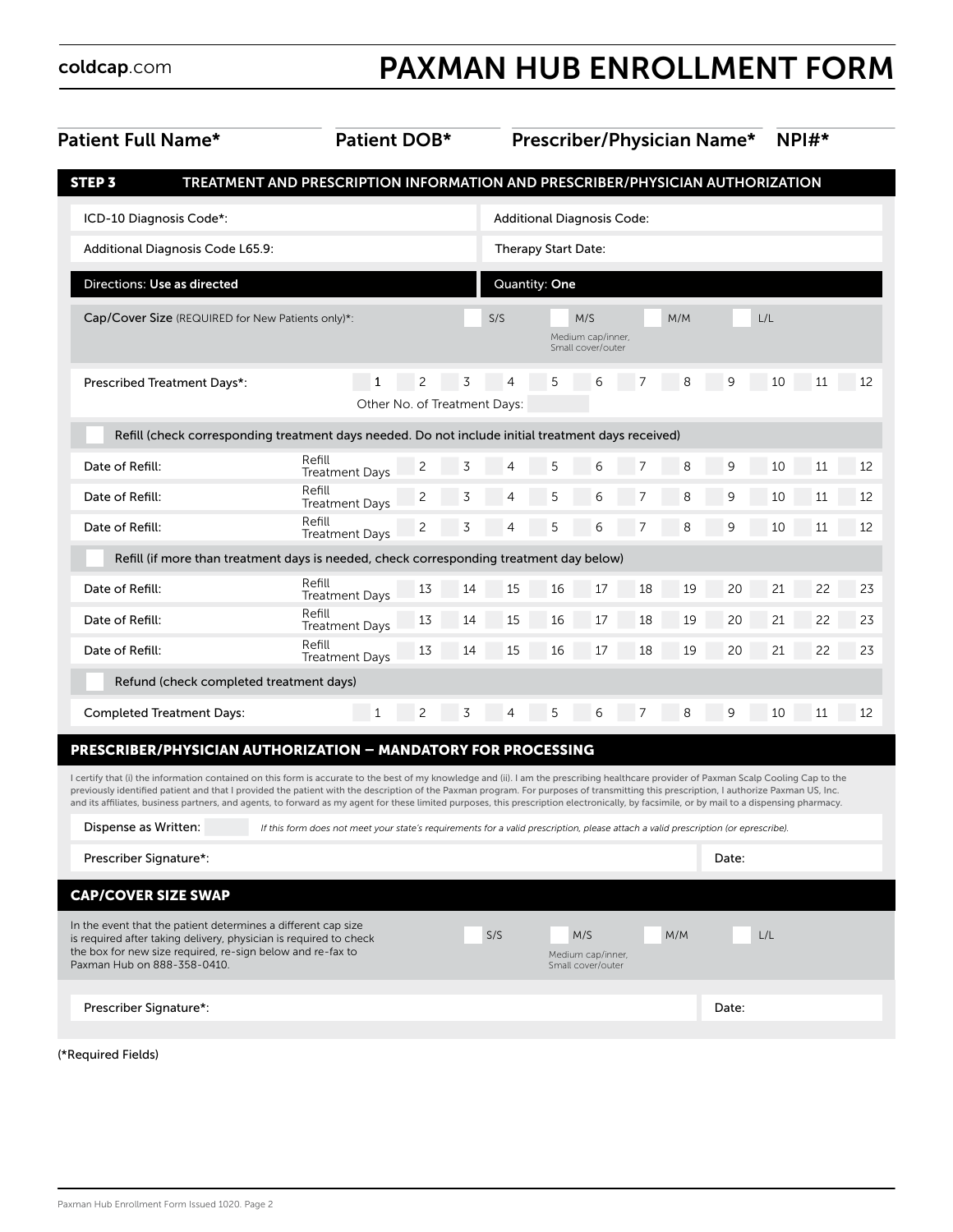coldcap.com

# PAXMAN HUB ENROLLMENT FORM

**Patient Full Name*** | **Patient DOB*** | **Prescriber/Physician Name*** | **NPI#***

## STEP 3 — TREATMENT AND PRESCRIPTION INFORMATION AND PRESCRIBER/PHYSICIAN AUTHORIZATION

| | |
|---|---|
| ICD-10 Diagnosis Code*: | Additional Diagnosis Code: |
| Additional Diagnosis Code L65.9: | Therapy Start Date: |
| Directions: **Use as directed** | Quantity: **One** |

**Cap/Cover Size** (REQUIRED for New Patients only)*: ☐ S/S ☐ M/S (Medium cap/inner, Small cover/outer) ☐ M/M ☐ L/L

| | | | | | | | | | | | | | |
|---|---|---|---|---|---|---|---|---|---|---|---|---|---|
| Prescribed Treatment Days*: | | 1 | 2 | 3 | 4 | 5 | 6 | 7 | 8 | 9 | 10 | 11 | 12 |
| | | Other No. of Treatment Days: | | | | | | | | | | | |

☐ Refill (check corresponding treatment days needed. Do not include initial treatment days received)

| | | | | | | | | | | | |
|---|---|---|---|---|---|---|---|---|---|---|---|
| Date of Refill: | Refill Treatment Days | 2 | 3 | 4 | 5 | 6 | 7 | 8 | 9 | 10 | 11 | 12 |
| Date of Refill: | Refill Treatment Days | 2 | 3 | 4 | 5 | 6 | 7 | 8 | 9 | 10 | 11 | 12 |
| Date of Refill: | Refill Treatment Days | 2 | 3 | 4 | 5 | 6 | 7 | 8 | 9 | 10 | 11 | 12 |

☐ Refill (if more than treatment days is needed, check corresponding treatment day below)

| | | | | | | | | | | | | |
|---|---|---|---|---|---|---|---|---|---|---|---|---|
| Date of Refill: | Refill Treatment Days | 13 | 14 | 15 | 16 | 17 | 18 | 19 | 20 | 21 | 22 | 23 |
| Date of Refill: | Refill Treatment Days | 13 | 14 | 15 | 16 | 17 | 18 | 19 | 20 | 21 | 22 | 23 |
| Date of Refill: | Refill Treatment Days | 13 | 14 | 15 | 16 | 17 | 18 | 19 | 20 | 21 | 22 | 23 |

☐ Refund (check completed treatment days)

| | | | | | | | | | | | | |
|---|---|---|---|---|---|---|---|---|---|---|---|---|
| Completed Treatment Days: | 1 | 2 | 3 | 4 | 5 | 6 | 7 | 8 | 9 | 10 | 11 | 12 |

## PRESCRIBER/PHYSICIAN AUTHORIZATION – MANDATORY FOR PROCESSING

I certify that (i) the information contained on this form is accurate to the best of my knowledge and (ii). I am the prescribing healthcare provider of Paxman Scalp Cooling Cap to the previously identified patient and that I provided the patient with the description of the Paxman program. For purposes of transmitting this prescription, I authorize Paxman US, Inc. and its affiliates, business partners, and agents, to forward as my agent for these limited purposes, this prescription electronically, by facsimile, or by mail to a dispensing pharmacy.

Dispense as Written: ☐ *If this form does not meet your state's requirements for a valid prescription, please attach a valid prescription (or eprescribe).*

Prescriber Signature*: Date:

## CAP/COVER SIZE SWAP

In the event that the patient determines a different cap size is required after taking delivery, physician is required to check the box for new size required, re-sign below and re-fax to Paxman Hub on 888-358-0410.

☐ S/S ☐ M/S (Medium cap/inner, Small cover/outer) ☐ M/M ☐ L/L

Prescriber Signature*: Date:

(*Required Fields)

Paxman Hub Enrollment Form Issued 1020. Page 2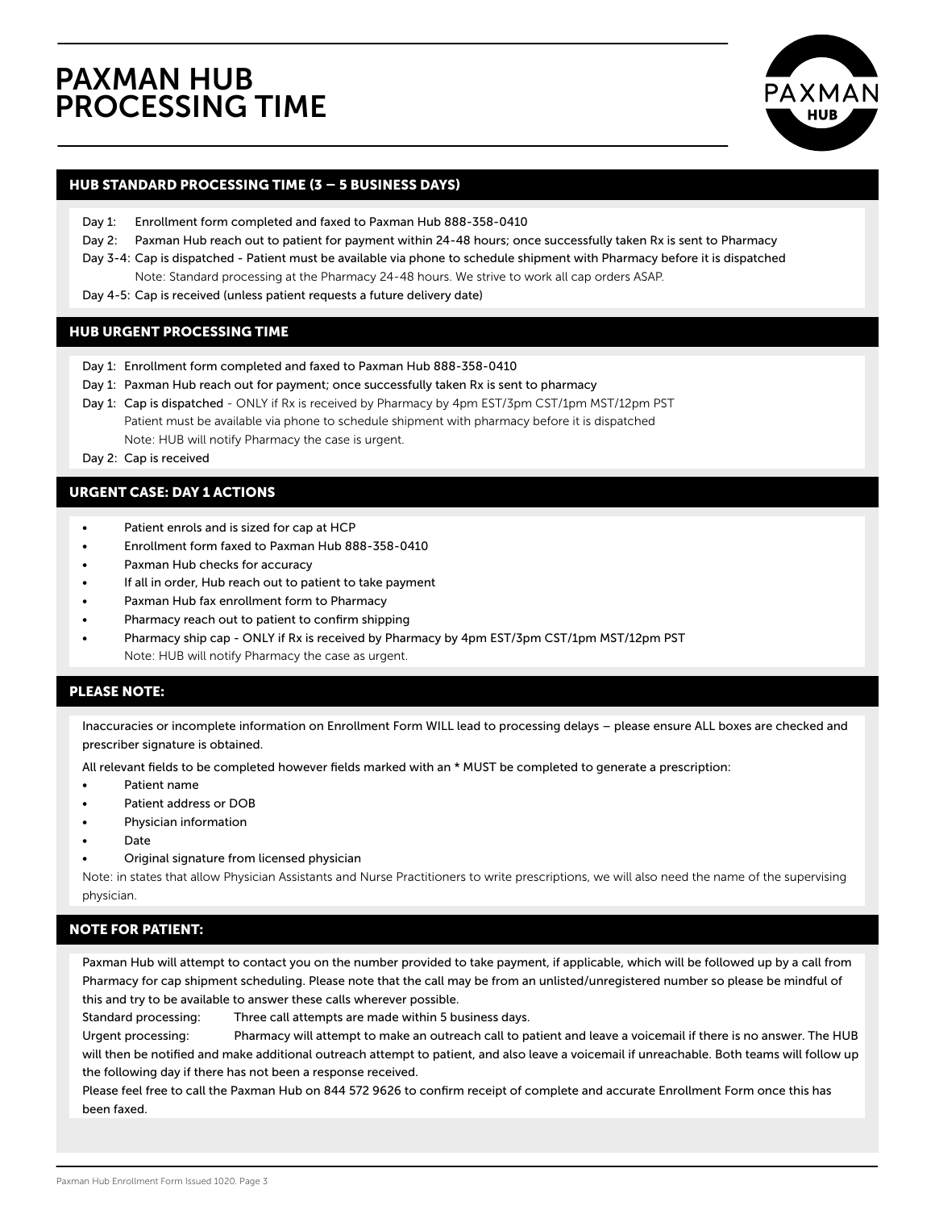# PAXMAN HUB PROCESSING TIME

## HUB STANDARD PROCESSING TIME (3 – 5 BUSINESS DAYS)

Day 1: Enrollment form completed and faxed to Paxman Hub 888-358-0410

Day 2: Paxman Hub reach out to patient for payment within 24-48 hours; once successfully taken Rx is sent to Pharmacy

Day 3-4: Cap is dispatched - Patient must be available via phone to schedule shipment with Pharmacy before it is dispatched
Note: Standard processing at the Pharmacy 24-48 hours. We strive to work all cap orders ASAP.

Day 4-5: Cap is received (unless patient requests a future delivery date)

## HUB URGENT PROCESSING TIME

Day 1: Enrollment form completed and faxed to Paxman Hub 888-358-0410

Day 1: Paxman Hub reach out for payment; once successfully taken Rx is sent to pharmacy

Day 1: Cap is dispatched - ONLY if Rx is received by Pharmacy by 4pm EST/3pm CST/1pm MST/12pm PST
Patient must be available via phone to schedule shipment with pharmacy before it is dispatched
Note: HUB will notify Pharmacy the case is urgent.

Day 2: Cap is received

## URGENT CASE: DAY 1 ACTIONS

- Patient enrols and is sized for cap at HCP
- Enrollment form faxed to Paxman Hub 888-358-0410
- Paxman Hub checks for accuracy
- If all in order, Hub reach out to patient to take payment
- Paxman Hub fax enrollment form to Pharmacy
- Pharmacy reach out to patient to confirm shipping
- Pharmacy ship cap - ONLY if Rx is received by Pharmacy by 4pm EST/3pm CST/1pm MST/12pm PST
  Note: HUB will notify Pharmacy the case as urgent.

## PLEASE NOTE:

Inaccuracies or incomplete information on Enrollment Form WILL lead to processing delays – please ensure ALL boxes are checked and prescriber signature is obtained.

All relevant fields to be completed however fields marked with an * MUST be completed to generate a prescription:

- Patient name
- Patient address or DOB
- Physician information
- Date
- Original signature from licensed physician

Note: in states that allow Physician Assistants and Nurse Practitioners to write prescriptions, we will also need the name of the supervising physician.

## NOTE FOR PATIENT:

Paxman Hub will attempt to contact you on the number provided to take payment, if applicable, which will be followed up by a call from Pharmacy for cap shipment scheduling. Please note that the call may be from an unlisted/unregistered number so please be mindful of this and try to be available to answer these calls wherever possible.

Standard processing: Three call attempts are made within 5 business days.

Urgent processing: Pharmacy will attempt to make an outreach call to patient and leave a voicemail if there is no answer. The HUB will then be notified and make additional outreach attempt to patient, and also leave a voicemail if unreachable. Both teams will follow up the following day if there has not been a response received.

Please feel free to call the Paxman Hub on 844 572 9626 to confirm receipt of complete and accurate Enrollment Form once this has been faxed.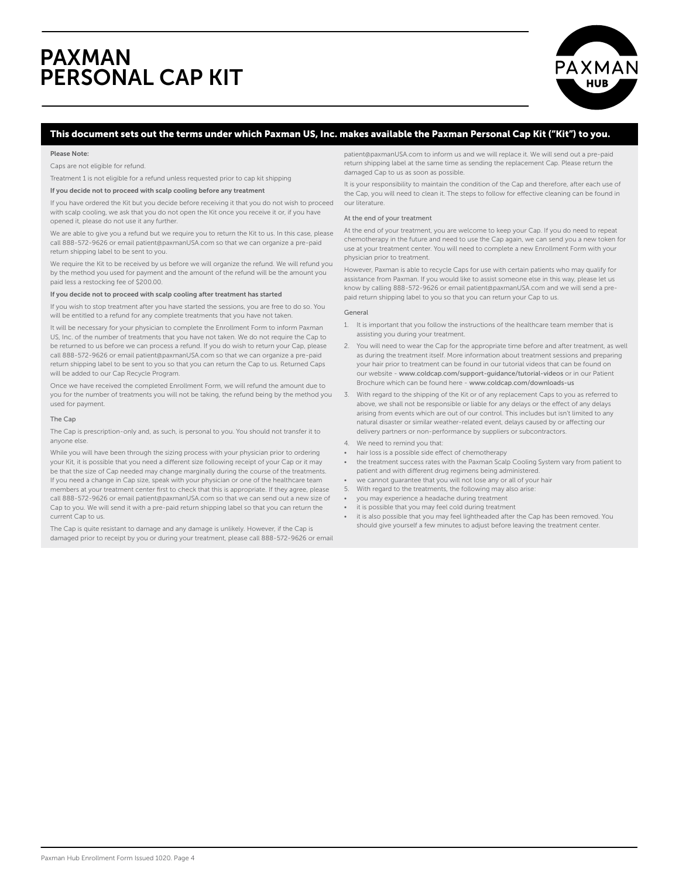# PAXMAN PERSONAL CAP KIT

PAXMAN HUB

**This document sets out the terms under which Paxman US, Inc. makes available the Paxman Personal Cap Kit ("Kit") to you.**

Please Note:

Caps are not eligible for refund.

Treatment 1 is not eligible for a refund unless requested prior to cap kit shipping

**If you decide not to proceed with scalp cooling before any treatment**

If you have ordered the Kit but you decide before receiving it that you do not wish to proceed with scalp cooling, we ask that you do not open the Kit once you receive it or, if you have opened it, please do not use it any further.

We are able to give you a refund but we require you to return the Kit to us. In this case, please call 888-572-9626 or email patient@paxmanUSA.com so that we can organize a pre-paid return shipping label to be sent to you.

We require the Kit to be received by us before we will organize the refund. We will refund you by the method you used for payment and the amount of the refund will be the amount you paid less a restocking fee of $200.00.

**If you decide not to proceed with scalp cooling after treatment has started**

If you wish to stop treatment after you have started the sessions, you are free to do so. You will be entitled to a refund for any complete treatments that you have not taken.

It will be necessary for your physician to complete the Enrollment Form to inform Paxman US, Inc. of the number of treatments that you have not taken. We do not require the Cap to be returned to us before we can process a refund. If you do wish to return your Cap, please call 888-572-9626 or email patient@paxmanUSA.com so that we can organize a pre-paid return shipping label to be sent to you so that you can return the Cap to us. Returned Caps will be added to our Cap Recycle Program.

Once we have received the completed Enrollment Form, we will refund the amount due to you for the number of treatments you will not be taking, the refund being by the method you used for payment.

The Cap

The Cap is prescription-only and, as such, is personal to you. You should not transfer it to anyone else.

While you will have been through the sizing process with your physician prior to ordering your Kit, it is possible that you need a different size following receipt of your Cap or it may be that the size of Cap needed may change marginally during the course of the treatments. If you need a change in Cap size, speak with your physician or one of the healthcare team members at your treatment center first to check that this is appropriate. If they agree, please call 888-572-9626 or email patient@paxmanUSA.com so that we can send out a new size of Cap to you. We will send it with a pre-paid return shipping label so that you can return the current Cap to us.

The Cap is quite resistant to damage and any damage is unlikely. However, if the Cap is damaged prior to receipt by you or during your treatment, please call 888-572-9626 or email patient@paxmanUSA.com to inform us and we will replace it. We will send out a pre-paid return shipping label at the same time as sending the replacement Cap. Please return the damaged Cap to us as soon as possible.

It is your responsibility to maintain the condition of the Cap and therefore, after each use of the Cap, you will need to clean it. The steps to follow for effective cleaning can be found in our literature.

At the end of your treatment

At the end of your treatment, you are welcome to keep your Cap. If you do need to repeat chemotherapy in the future and need to use the Cap again, we can send you a new token for use at your treatment center. You will need to complete a new Enrollment Form with your physician prior to treatment.

However, Paxman is able to recycle Caps for use with certain patients who may qualify for assistance from Paxman. If you would like to assist someone else in this way, please let us know by calling 888-572-9626 or email patient@paxmanUSA.com and we will send a pre-paid return shipping label to you so that you can return your Cap to us.

General

1. It is important that you follow the instructions of the healthcare team member that is assisting you during your treatment.
2. You will need to wear the Cap for the appropriate time before and after treatment, as well as during the treatment itself. More information about treatment sessions and preparing your hair prior to treatment can be found in our tutorial videos that can be found on our website - **www.coldcap.com/support-guidance/tutorial-videos** or in our Patient Brochure which can be found here - **www.coldcap.com/downloads-us**
3. With regard to the shipping of the Kit or of any replacement Caps to you as referred to above, we shall not be responsible or liable for any delays or the effect of any delays arising from events which are out of our control. This includes but isn't limited to any natural disaster or similar weather-related event, delays caused by or affecting our delivery partners or non-performance by suppliers or subcontractors.
4. We need to remind you that:
   - hair loss is a possible side effect of chemotherapy
   - the treatment success rates with the Paxman Scalp Cooling System vary from patient to patient and with different drug regimens being administered.
   - we cannot guarantee that you will not lose any or all of your hair
5. With regard to the treatments, the following may also arise:
   - you may experience a headache during treatment
   - it is possible that you may feel cold during treatment
   - it is also possible that you may feel lightheaded after the Cap has been removed. You should give yourself a few minutes to adjust before leaving the treatment center.

Paxman Hub Enrollment Form Issued 1020. Page 4